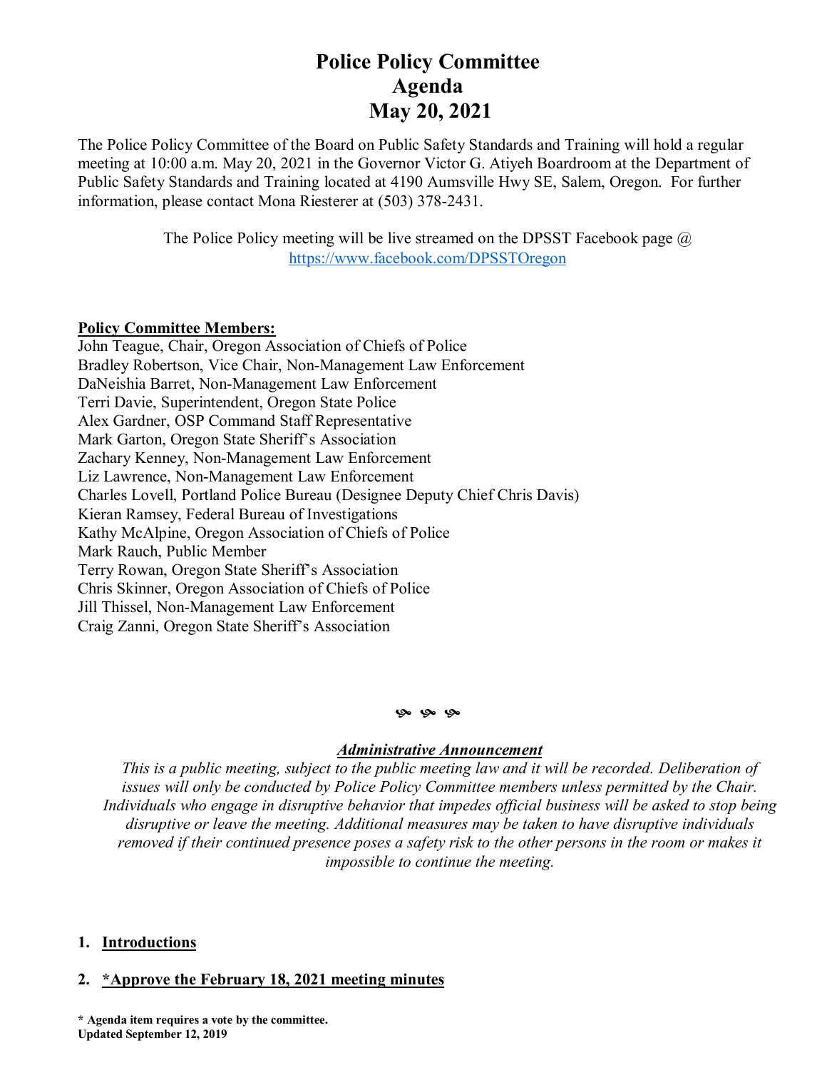# Police Policy Committee
# Agenda
# May 20, 2021

The Police Policy Committee of the Board on Public Safety Standards and Training will hold a regular meeting at 10:00 a.m. May 20, 2021 in the Governor Victor G. Atiyeh Boardroom at the Department of Public Safety Standards and Training located at 4190 Aumsville Hwy SE, Salem, Oregon. For further information, please contact Mona Riesterer at (503) 378-2431.

The Police Policy meeting will be live streamed on the DPSST Facebook page @ https://www.facebook.com/DPSSTOregon

**Policy Committee Members:**

John Teague, Chair, Oregon Association of Chiefs of Police
Bradley Robertson, Vice Chair, Non-Management Law Enforcement
DaNeishia Barret, Non-Management Law Enforcement
Terri Davie, Superintendent, Oregon State Police
Alex Gardner, OSP Command Staff Representative
Mark Garton, Oregon State Sheriff's Association
Zachary Kenney, Non-Management Law Enforcement
Liz Lawrence, Non-Management Law Enforcement
Charles Lovell, Portland Police Bureau (Designee Deputy Chief Chris Davis)
Kieran Ramsey, Federal Bureau of Investigations
Kathy McAlpine, Oregon Association of Chiefs of Police
Mark Rauch, Public Member
Terry Rowan, Oregon State Sheriff's Association
Chris Skinner, Oregon Association of Chiefs of Police
Jill Thissel, Non-Management Law Enforcement
Craig Zanni, Oregon State Sheriff's Association

***Administrative Announcement***

*This is a public meeting, subject to the public meeting law and it will be recorded. Deliberation of issues will only be conducted by Police Policy Committee members unless permitted by the Chair. Individuals who engage in disruptive behavior that impedes official business will be asked to stop being disruptive or leave the meeting. Additional measures may be taken to have disruptive individuals removed if their continued presence poses a safety risk to the other persons in the room or makes it impossible to continue the meeting.*

1. **Introductions**

2. ***Approve the February 18, 2021 meeting minutes**

**\* Agenda item requires a vote by the committee.**
**Updated September 12, 2019**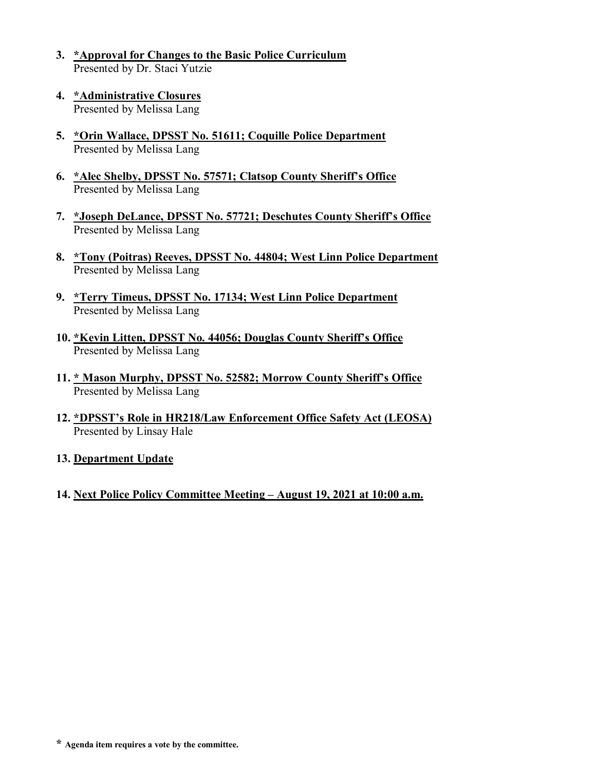3. **<u>*Approval for Changes to the Basic Police Curriculum</u>**
   Presented by Dr. Staci Yutzie

4. **<u>*Administrative Closures</u>**
   Presented by Melissa Lang

5. **<u>*Orin Wallace, DPSST No. 51611; Coquille Police Department</u>**
   Presented by Melissa Lang

6. **<u>*Alec Shelby, DPSST No. 57571; Clatsop County Sheriff's Office</u>**
   Presented by Melissa Lang

7. **<u>*Joseph DeLance, DPSST No. 57721; Deschutes County Sheriff's Office</u>**
   Presented by Melissa Lang

8. **<u>*Tony (Poitras) Reeves, DPSST No. 44804; West Linn Police Department</u>**
   Presented by Melissa Lang

9. **<u>*Terry Timeus, DPSST No. 17134; West Linn Police Department</u>**
   Presented by Melissa Lang

10. **<u>*Kevin Litten, DPSST No. 44056; Douglas County Sheriff's Office</u>**
    Presented by Melissa Lang

11. **<u>* Mason Murphy, DPSST No. 52582; Morrow County Sheriff's Office</u>**
    Presented by Melissa Lang

12. **<u>*DPSST's Role in HR218/Law Enforcement Office Safety Act (LEOSA)</u>**
    Presented by Linsay Hale

13. **<u>Department Update</u>**

14. **<u>Next Police Policy Committee Meeting – August 19, 2021 at 10:00 a.m.</u>**

**\* Agenda item requires a vote by the committee.**